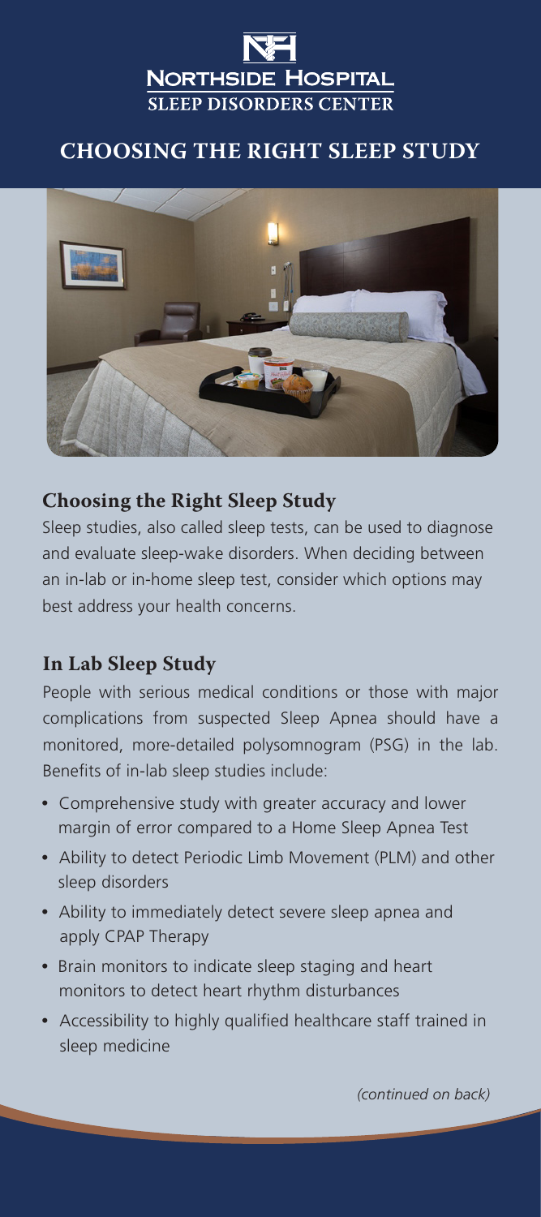# Northside Hospital Sleep Disorders Center

# CHOOSING THE RIGHT SLEEP STUDY

## Choosing the Right Sleep Study

Sleep studies, also called sleep tests, can be used to diagnose and evaluate sleep-wake disorders. When deciding between an in-lab or in-home sleep test, consider which options may best address your health concerns.

## In Lab Sleep Study

People with serious medical conditions or those with major complications from suspected Sleep Apnea should have a monitored, more-detailed polysomnogram (PSG) in the lab. Benefits of in-lab sleep studies include:

- Comprehensive study with greater accuracy and lower margin of error compared to a Home Sleep Apnea Test
- Ability to detect Periodic Limb Movement (PLM) and other sleep disorders
- Ability to immediately detect severe sleep apnea and apply CPAP Therapy
- Brain monitors to indicate sleep staging and heart monitors to detect heart rhythm disturbances
- Accessibility to highly qualified healthcare staff trained in sleep medicine

*(continued on back)*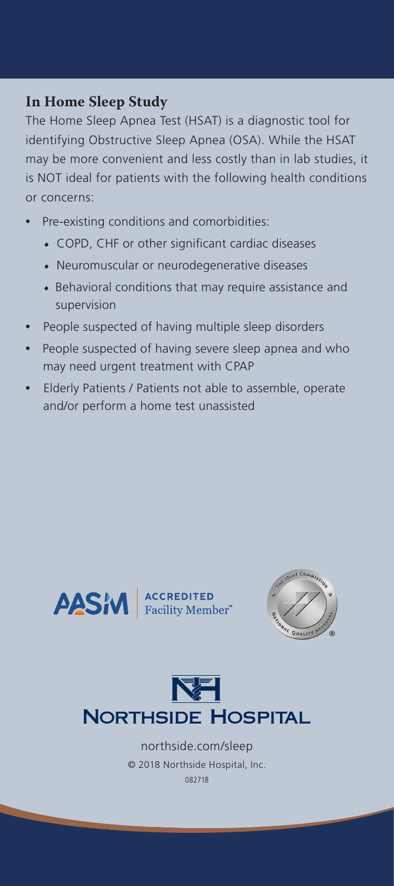## In Home Sleep Study

The Home Sleep Apnea Test (HSAT) is a diagnostic tool for identifying Obstructive Sleep Apnea (OSA). While the HSAT may be more convenient and less costly than in lab studies, it is NOT ideal for patients with the following health conditions or concerns:

- Pre-existing conditions and comorbidities:
  - COPD, CHF or other significant cardiac diseases
  - Neuromuscular or neurodegenerative diseases
  - Behavioral conditions that may require assistance and supervision
- People suspected of having multiple sleep disorders
- People suspected of having severe sleep apnea and who may need urgent treatment with CPAP
- Elderly Patients / Patients not able to assemble, operate and/or perform a home test unassisted

AASM ACCREDITED Facility Member™

The Joint Commission National Quality Approval ®

NORTHSIDE HOSPITAL

northside.com/sleep

© 2018 Northside Hospital, Inc.

082718